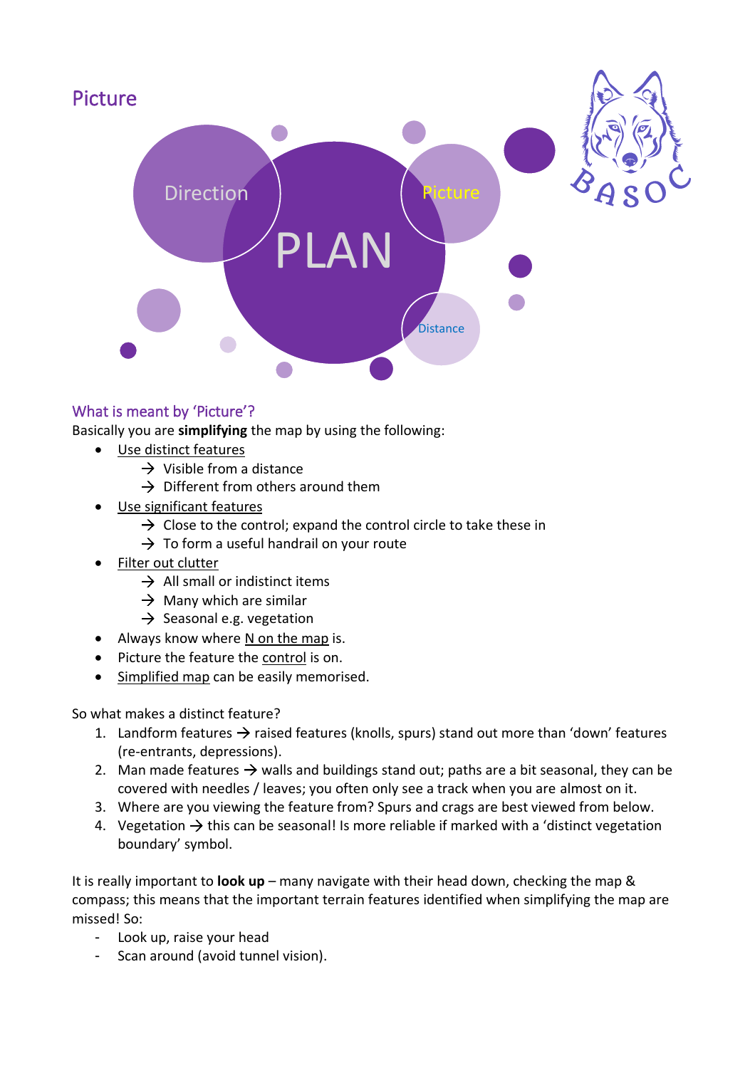# Picture

Direction

PLAN

Picture

Distance

## What is meant by 'Picture'?

Basically you are **simplifying** the map by using the following:

- Use distinct features
  - → Visible from a distance
  - → Different from others around them
- Use significant features
  - → Close to the control; expand the control circle to take these in
  - → To form a useful handrail on your route
- Filter out clutter
  - → All small or indistinct items
  - → Many which are similar
  - → Seasonal e.g. vegetation
- Always know where N on the map is.
- Picture the feature the control is on.
- Simplified map can be easily memorised.

So what makes a distinct feature?

1. Landform features → raised features (knolls, spurs) stand out more than 'down' features (re-entrants, depressions).
2. Man made features → walls and buildings stand out; paths are a bit seasonal, they can be covered with needles / leaves; you often only see a track when you are almost on it.
3. Where are you viewing the feature from? Spurs and crags are best viewed from below.
4. Vegetation → this can be seasonal! Is more reliable if marked with a 'distinct vegetation boundary' symbol.

It is really important to **look up** – many navigate with their head down, checking the map & compass; this means that the important terrain features identified when simplifying the map are missed! So:

- Look up, raise your head
- Scan around (avoid tunnel vision).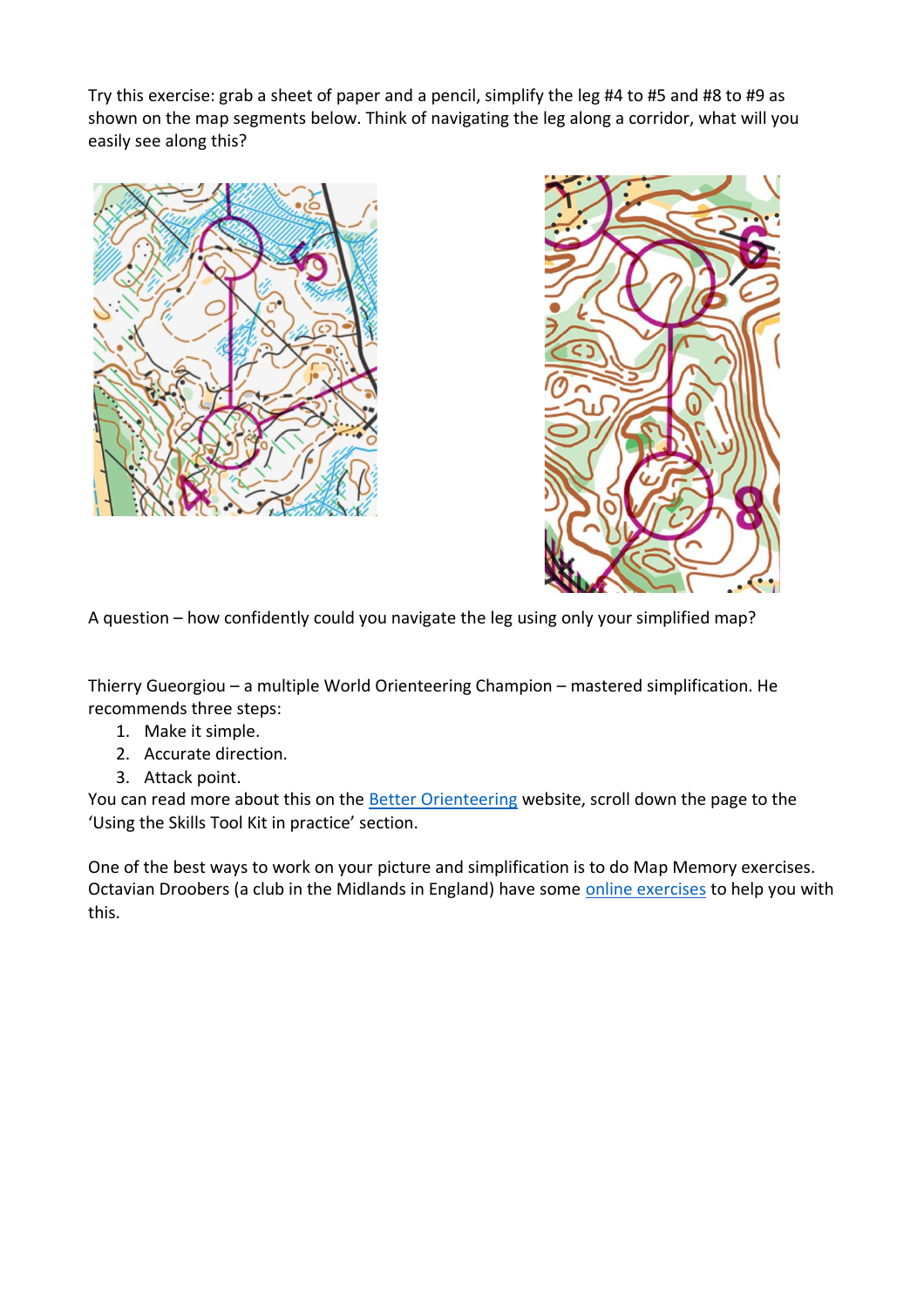Try this exercise: grab a sheet of paper and a pencil, simplify the leg #4 to #5 and #8 to #9 as shown on the map segments below. Think of navigating the leg along a corridor, what will you easily see along this?

A question – how confidently could you navigate the leg using only your simplified map?

Thierry Gueorgiou – a multiple World Orienteering Champion – mastered simplification. He recommends three steps:

1. Make it simple.
2. Accurate direction.
3. Attack point.

You can read more about this on the Better Orienteering website, scroll down the page to the 'Using the Skills Tool Kit in practice' section.

One of the best ways to work on your picture and simplification is to do Map Memory exercises. Octavian Droobers (a club in the Midlands in England) have some online exercises to help you with this.